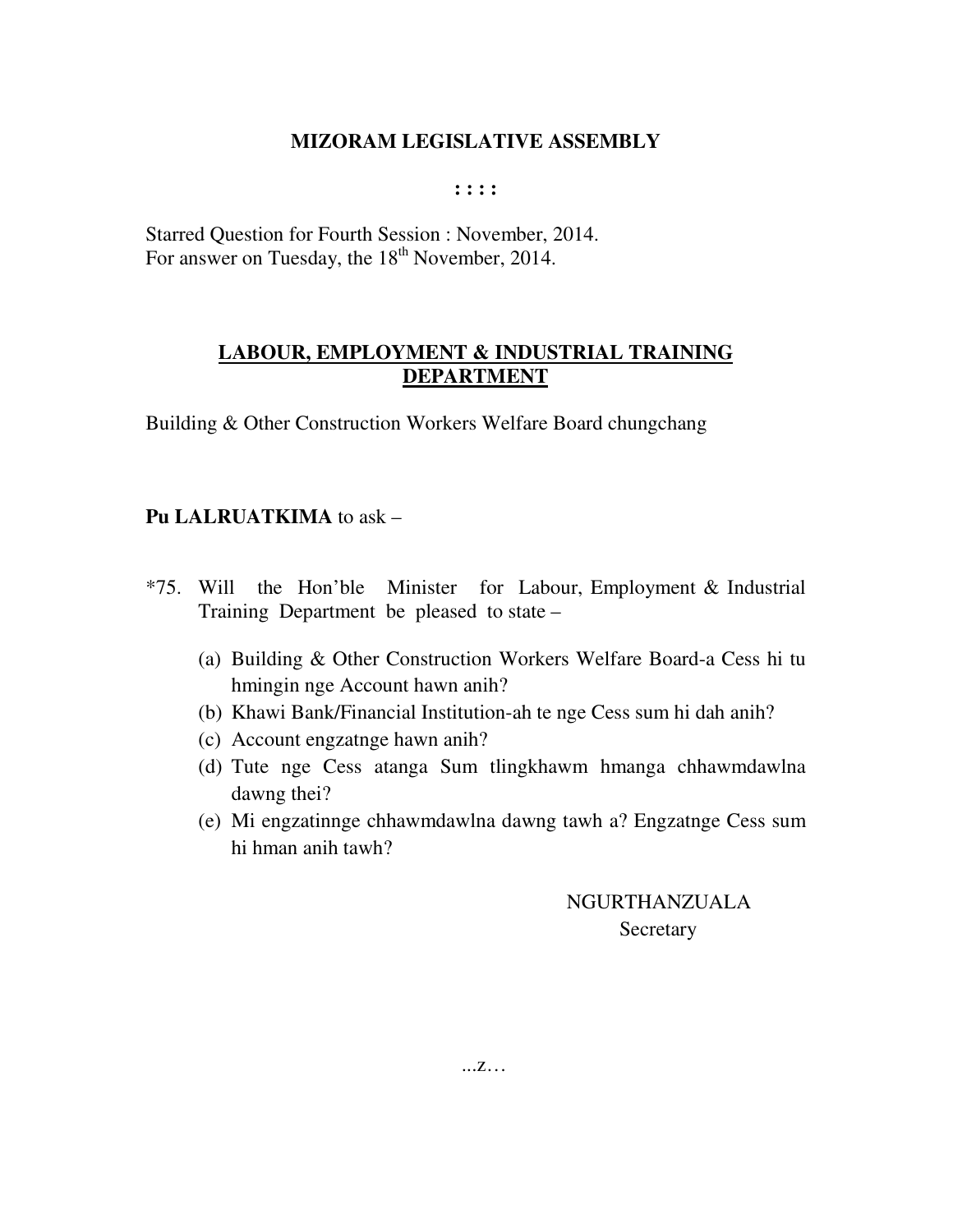**MIZORAM LEGISLATIVE ASSEMBLY**

**: : : :**

Starred Question for Fourth Session : November, 2014.
For answer on Tuesday, the 18th November, 2014.

## LABOUR, EMPLOYMENT & INDUSTRIAL TRAINING DEPARTMENT

Building & Other Construction Workers Welfare Board chungchang

**Pu LALRUATKIMA** to ask –

*75. Will the Hon'ble Minister for Labour, Employment & Industrial Training Department be pleased to state –

(a) Building & Other Construction Workers Welfare Board-a Cess hi tu hmingin nge Account hawn anih?
(b) Khawi Bank/Financial Institution-ah te nge Cess sum hi dah anih?
(c) Account engzatnge hawn anih?
(d) Tute nge Cess atanga Sum tlingkhawm hmanga chhawmdawlna dawng thei?
(e) Mi engzatinnge chhawmdawlna dawng tawh a? Engzatnge Cess sum hi hman anih tawh?

NGURTHANZUALA
Secretary

...z…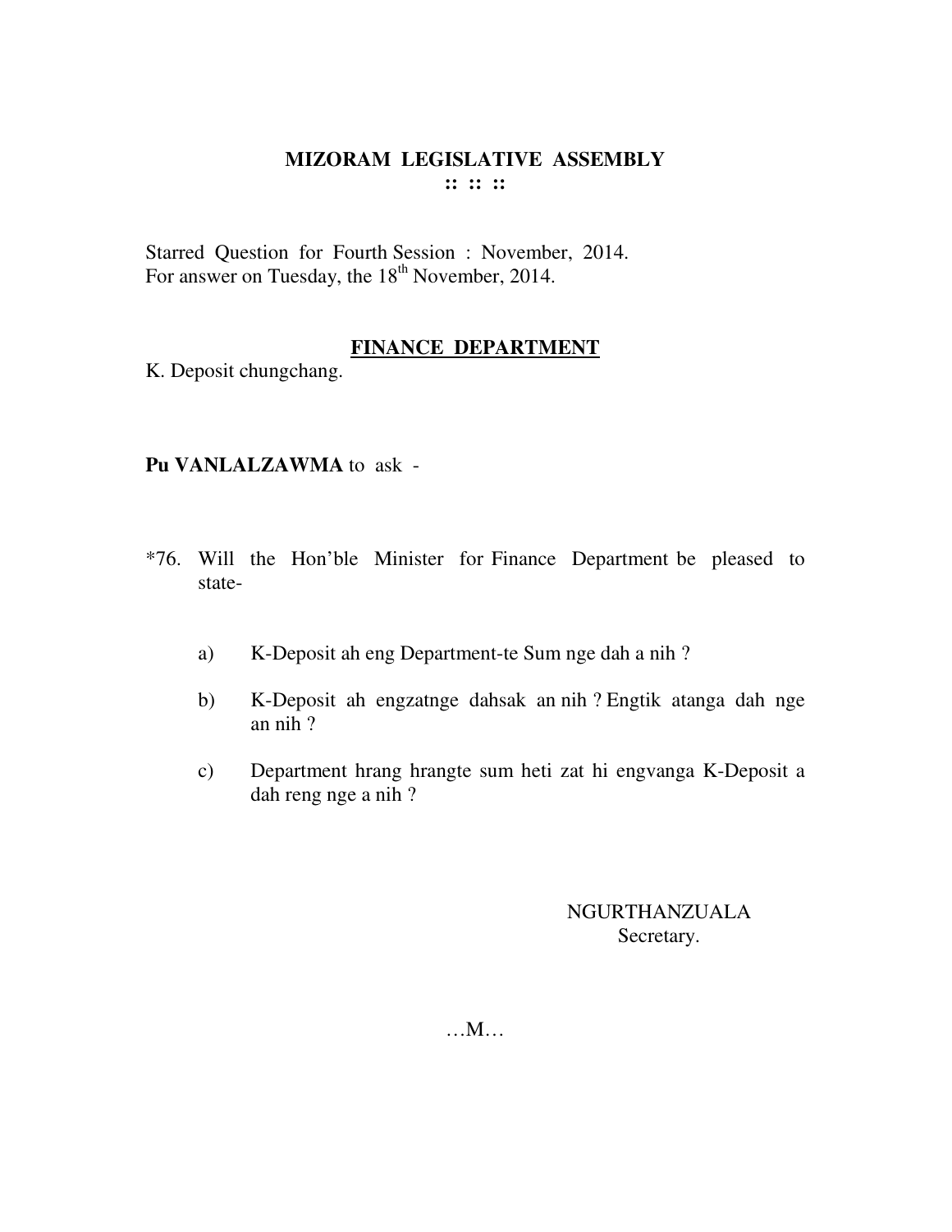# MIZORAM LEGISLATIVE ASSEMBLY

:: :: ::

Starred Question for Fourth Session : November, 2014.
For answer on Tuesday, the 18th November, 2014.

## FINANCE DEPARTMENT

K. Deposit chungchang.

**Pu VANLALZAWMA** to ask -

*76. Will the Hon'ble Minister for Finance Department be pleased to state-

a) K-Deposit ah eng Department-te Sum nge dah a nih ?

b) K-Deposit ah engzatnge dahsak an nih ? Engtik atanga dah nge an nih ?

c) Department hrang hrangte sum heti zat hi engvanga K-Deposit a dah reng nge a nih ?

NGURTHANZUALA
Secretary.

…M…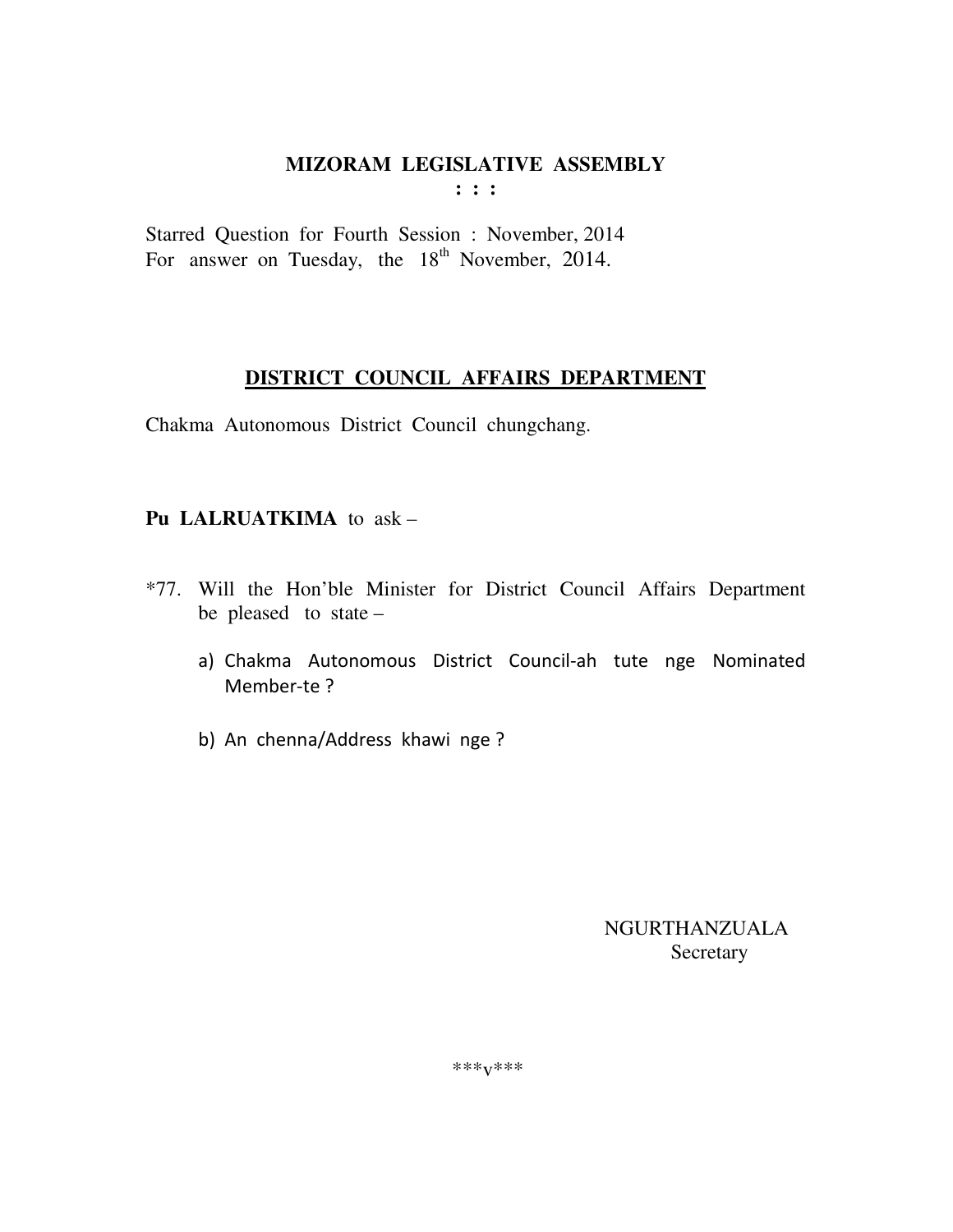# MIZORAM LEGISLATIVE ASSEMBLY

**: : :**

Starred Question for Fourth Session : November, 2014
For answer on Tuesday, the 18th November, 2014.

## DISTRICT COUNCIL AFFAIRS DEPARTMENT

Chakma Autonomous District Council chungchang.

**Pu LALRUATKIMA** to ask –

*77. Will the Hon'ble Minister for District Council Affairs Department be pleased to state –

a) Chakma Autonomous District Council-ah tute nge Nominated Member-te ?

b) An chenna/Address khawi nge ?

NGURTHANZUALA
Secretary

***v***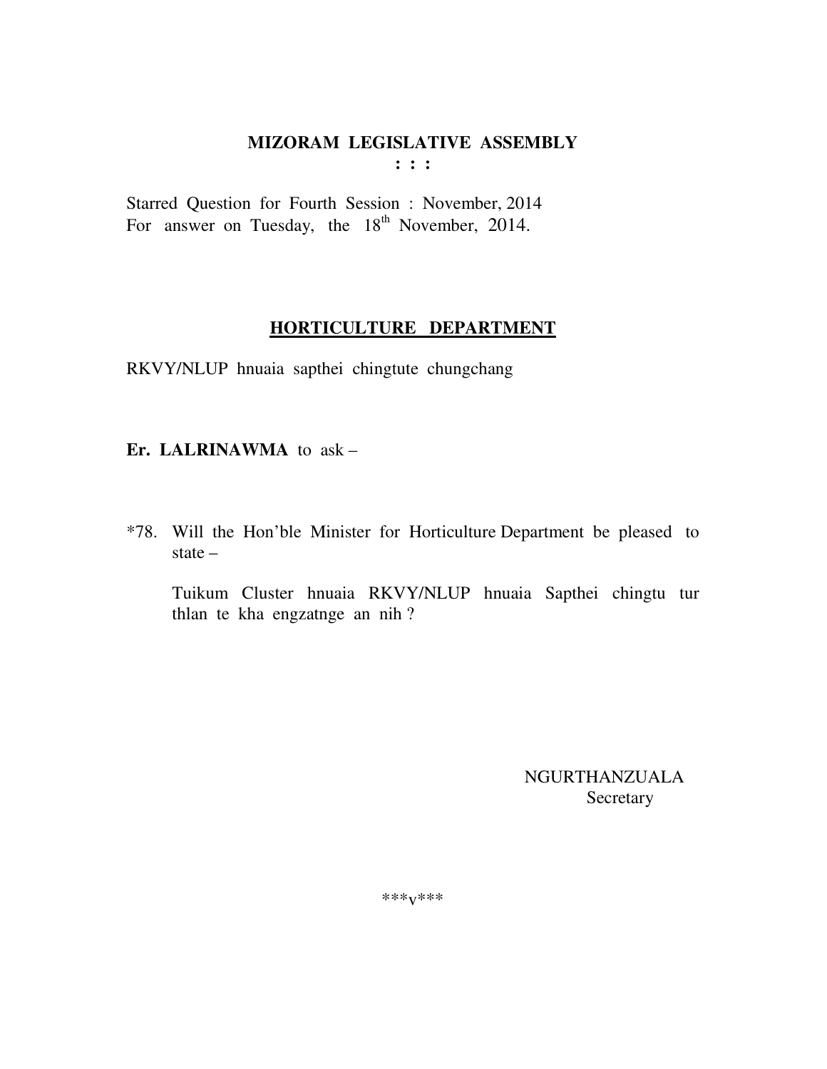**MIZORAM LEGISLATIVE ASSEMBLY**
**: : :**

Starred Question for Fourth Session : November, 2014
For answer on Tuesday, the 18th November, 2014.

**HORTICULTURE DEPARTMENT**

RKVY/NLUP hnuaia sapthei chingtute chungchang

**Er. LALRINAWMA** to ask –

*78. Will the Hon'ble Minister for Horticulture Department be pleased to state –

Tuikum Cluster hnuaia RKVY/NLUP hnuaia Sapthei chingtu tur thlan te kha engzatnge an nih ?

NGURTHANZUALA
Secretary

\*\*\*v\*\*\*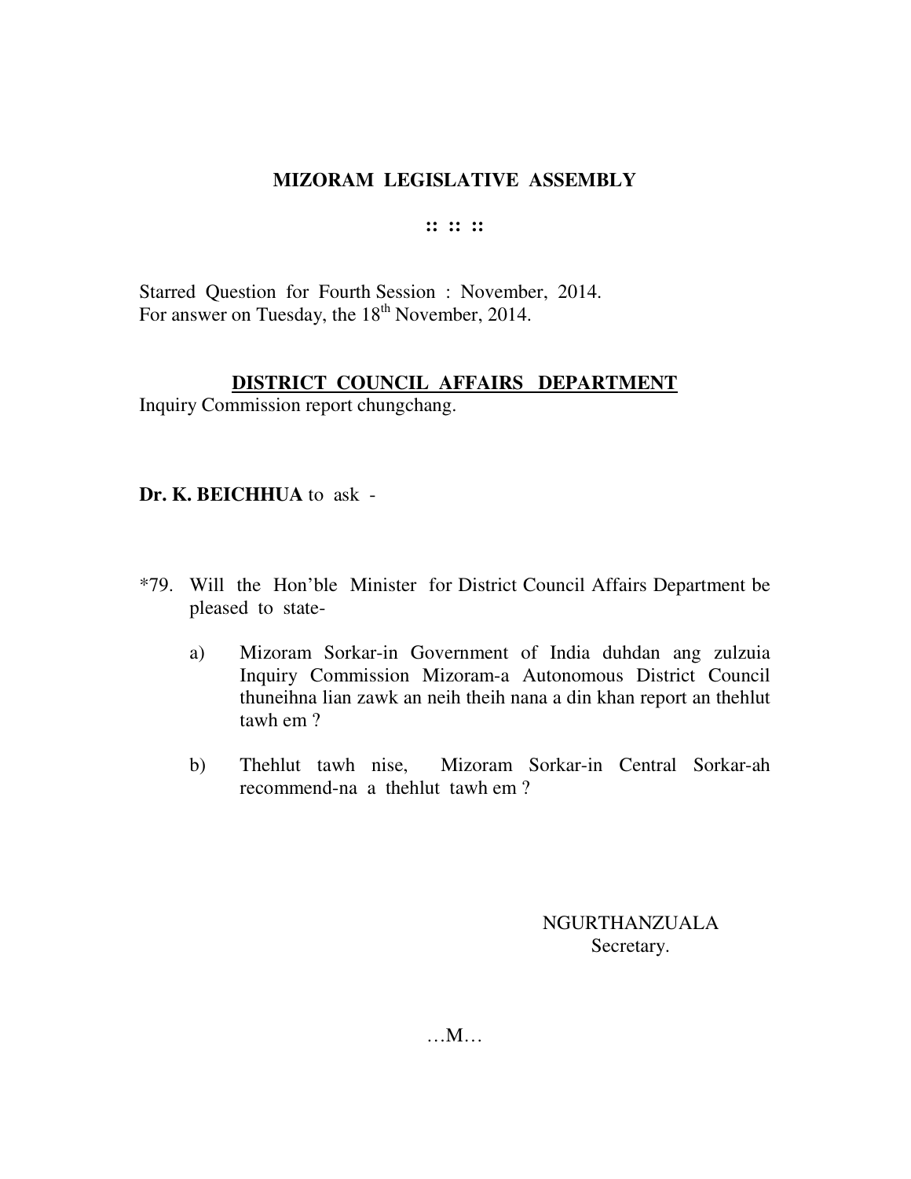# MIZORAM LEGISLATIVE ASSEMBLY

:: :: ::

Starred Question for Fourth Session : November, 2014.
For answer on Tuesday, the 18th November, 2014.

## DISTRICT COUNCIL AFFAIRS DEPARTMENT

Inquiry Commission report chungchang.

**Dr. K. BEICHHUA** to ask -

*79. Will the Hon'ble Minister for District Council Affairs Department be pleased to state-

a) Mizoram Sorkar-in Government of India duhdan ang zulzuia Inquiry Commission Mizoram-a Autonomous District Council thuneihna lian zawk an neih theih nana a din khan report an thehlut tawh em ?

b) Thehlut tawh nise, Mizoram Sorkar-in Central Sorkar-ah recommend-na a thehlut tawh em ?

NGURTHANZUALA
Secretary.

…M…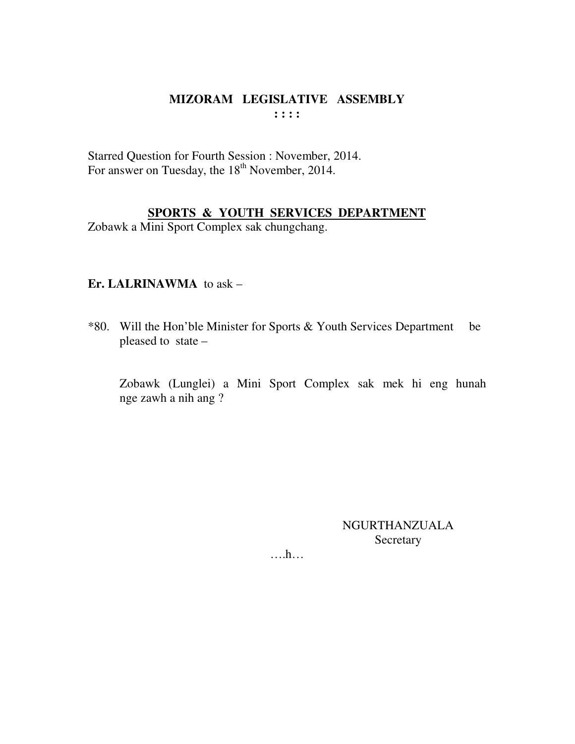# MIZORAM LEGISLATIVE ASSEMBLY

**: : : :**

Starred Question for Fourth Session : November, 2014.
For answer on Tuesday, the 18th November, 2014.

## SPORTS & YOUTH SERVICES DEPARTMENT

Zobawk a Mini Sport Complex sak chungchang.

**Er. LALRINAWMA** to ask –

*80. Will the Hon'ble Minister for Sports & Youth Services Department be pleased to state –

Zobawk (Lunglei) a Mini Sport Complex sak mek hi eng hunah nge zawh a nih ang ?

NGURTHANZUALA
Secretary

….h…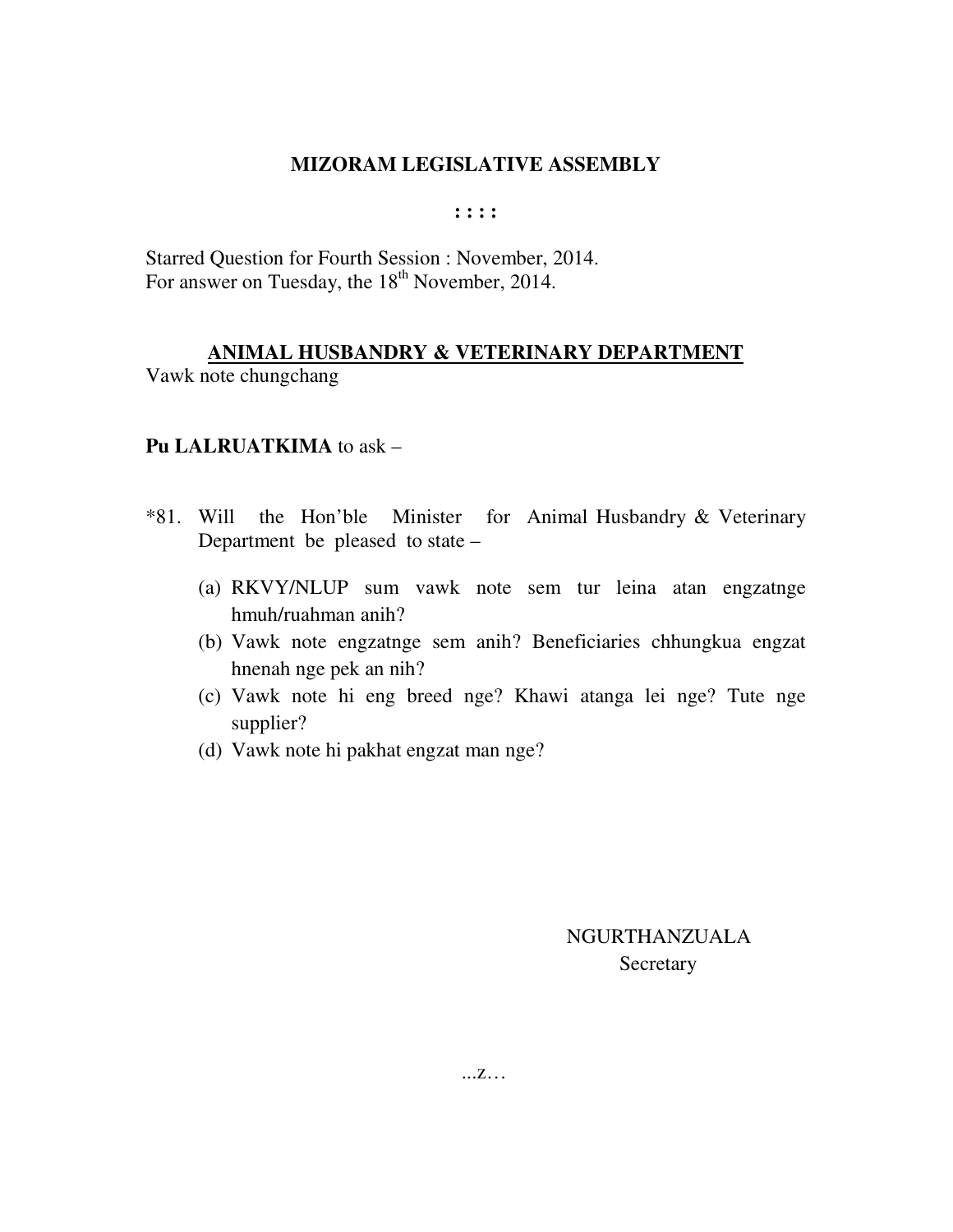# MIZORAM LEGISLATIVE ASSEMBLY

**: : : :**

Starred Question for Fourth Session : November, 2014.
For answer on Tuesday, the 18th November, 2014.

## ANIMAL HUSBANDRY & VETERINARY DEPARTMENT

Vawk note chungchang

**Pu LALRUATKIMA** to ask –

*81. Will the Hon'ble Minister for Animal Husbandry & Veterinary Department be pleased to state –

(a) RKVY/NLUP sum vawk note sem tur leina atan engzatnge hmuh/ruahman anih?

(b) Vawk note engzatnge sem anih? Beneficiaries chhungkua engzat hnenah nge pek an nih?

(c) Vawk note hi eng breed nge? Khawi atanga lei nge? Tute nge supplier?

(d) Vawk note hi pakhat engzat man nge?

NGURTHANZUALA
Secretary

...z…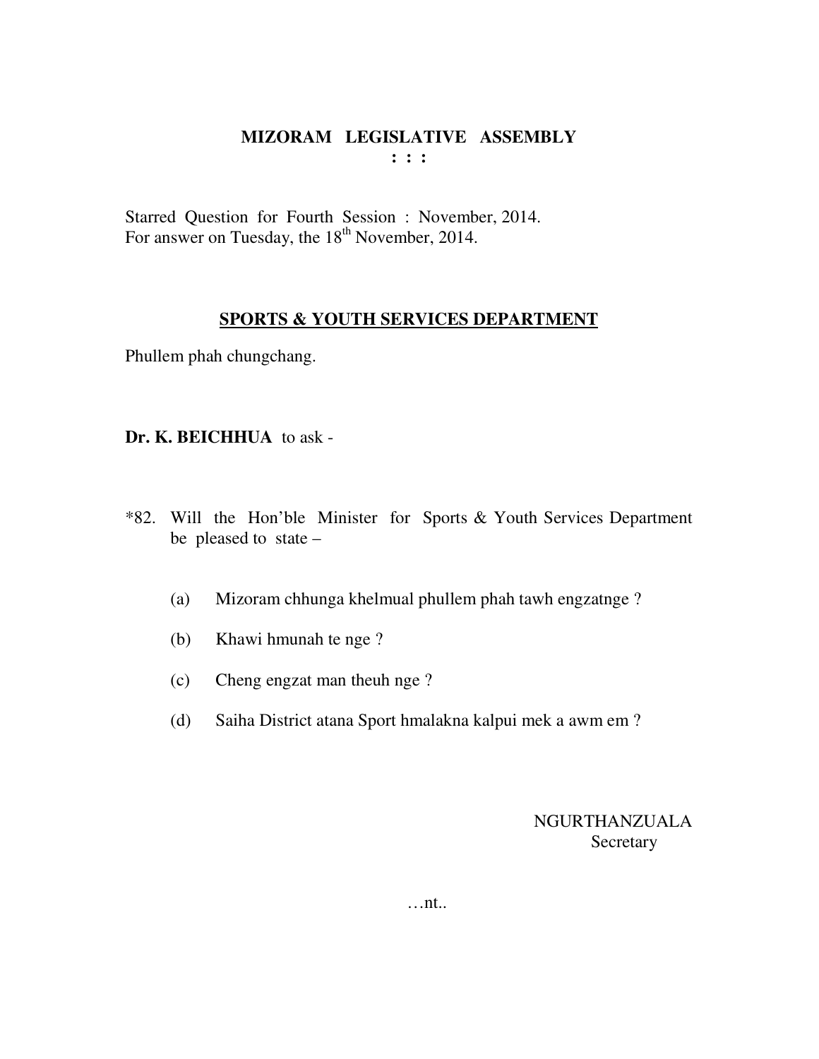**MIZORAM LEGISLATIVE ASSEMBLY**
**: : :**

Starred Question for Fourth Session : November, 2014.
For answer on Tuesday, the 18th November, 2014.

**SPORTS & YOUTH SERVICES DEPARTMENT**

Phullem phah chungchang.

**Dr. K. BEICHHUA** to ask -

*82. Will the Hon'ble Minister for Sports & Youth Services Department be pleased to state –

(a) Mizoram chhunga khelmual phullem phah tawh engzatnge ?

(b) Khawi hmunah te nge ?

(c) Cheng engzat man theuh nge ?

(d) Saiha District atana Sport hmalakna kalpui mek a awm em ?

NGURTHANZUALA
Secretary

…nt..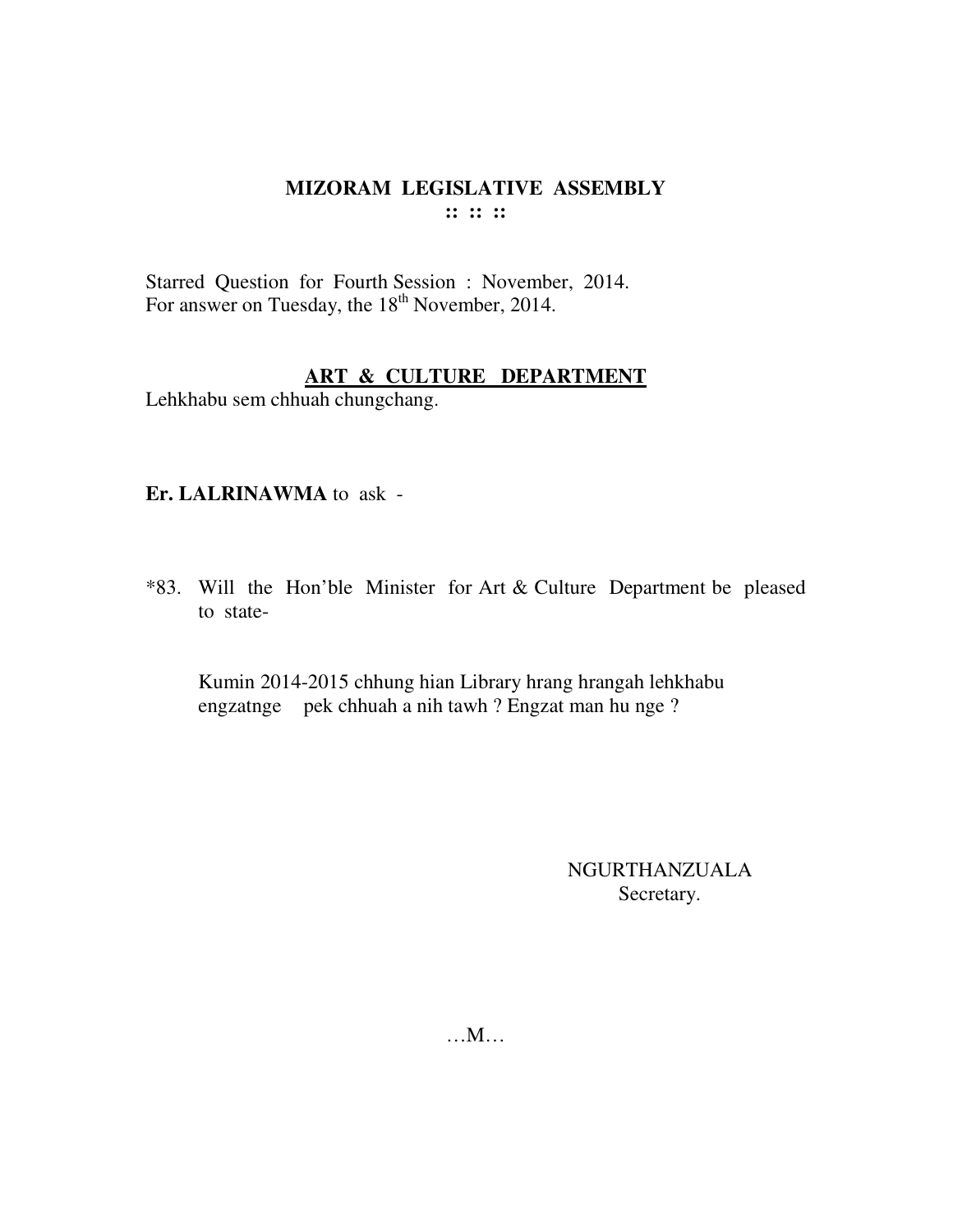# MIZORAM LEGISLATIVE ASSEMBLY

**:: :: ::**

Starred Question for Fourth Session : November, 2014.
For answer on Tuesday, the 18th November, 2014.

## ART & CULTURE DEPARTMENT

Lehkhabu sem chhuah chungchang.

**Er. LALRINAWMA** to ask -

*83. Will the Hon'ble Minister for Art & Culture Department be pleased to state-

Kumin 2014-2015 chhung hian Library hrang hrangah lehkhabu engzatnge pek chhuah a nih tawh ? Engzat man hu nge ?

NGURTHANZUALA
Secretary.

…M…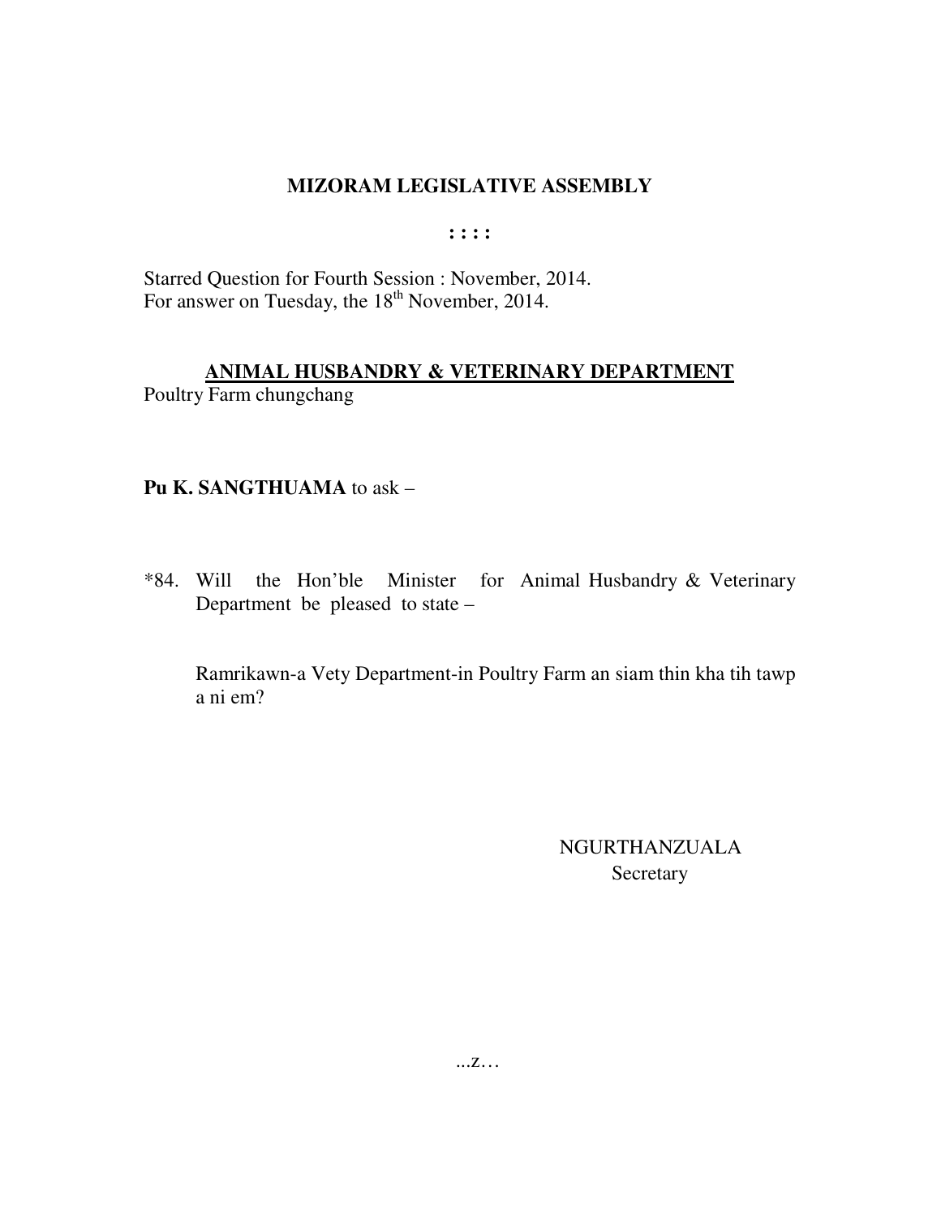# MIZORAM LEGISLATIVE ASSEMBLY

**: : : :**

Starred Question for Fourth Session : November, 2014.
For answer on Tuesday, the 18th November, 2014.

## ANIMAL HUSBANDRY & VETERINARY DEPARTMENT

Poultry Farm chungchang

**Pu K. SANGTHUAMA** to ask –

*84. Will the Hon'ble Minister for Animal Husbandry & Veterinary Department be pleased to state –

Ramrikawn-a Vety Department-in Poultry Farm an siam thin kha tih tawp a ni em?

NGURTHANZUALA
Secretary

...z…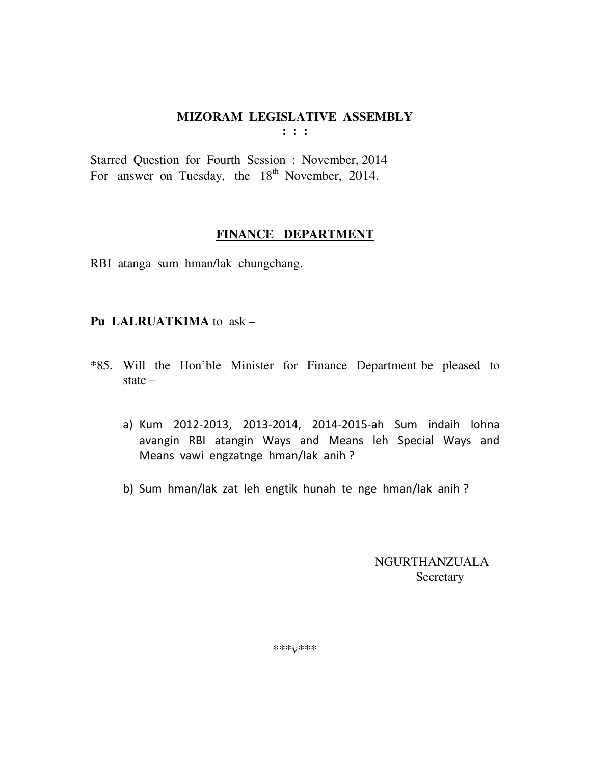# MIZORAM LEGISLATIVE ASSEMBLY

**: : :**

Starred Question for Fourth Session : November, 2014
For answer on Tuesday, the 18th November, 2014.

## FINANCE DEPARTMENT

RBI atanga sum hman/lak chungchang.

**Pu LALRUATKIMA** to ask –

*85. Will the Hon'ble Minister for Finance Department be pleased to state –

a) Kum 2012-2013, 2013-2014, 2014-2015-ah Sum indaih lohna avangin RBI atangin Ways and Means leh Special Ways and Means vawi engzatnge hman/lak anih ?

b) Sum hman/lak zat leh engtik hunah te nge hman/lak anih ?

NGURTHANZUALA
Secretary

***v***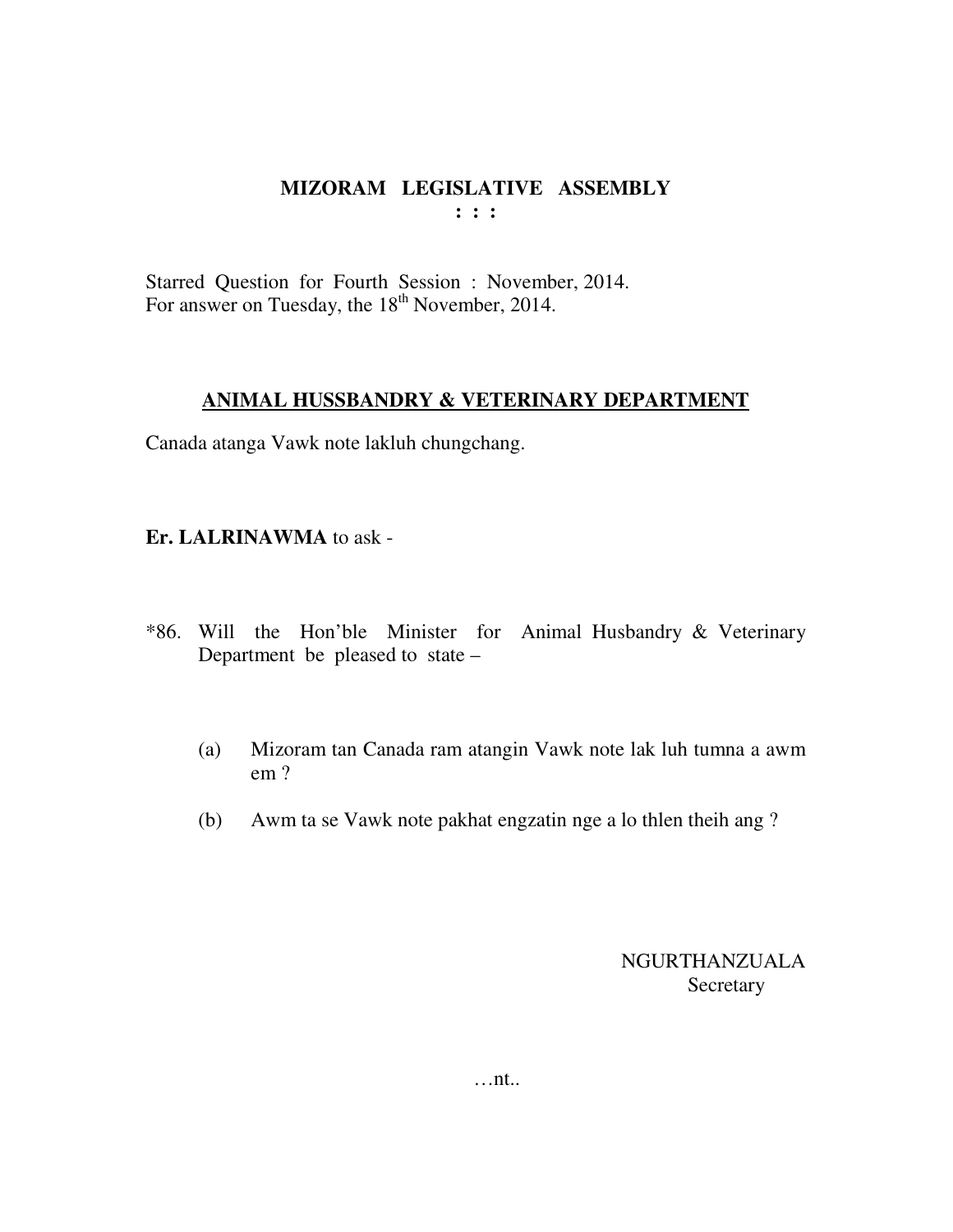# MIZORAM LEGISLATIVE ASSEMBLY

**: : :**

Starred Question for Fourth Session : November, 2014.
For answer on Tuesday, the 18th November, 2014.

## ANIMAL HUSSBANDRY & VETERINARY DEPARTMENT

Canada atanga Vawk note lakluh chungchang.

**Er. LALRINAWMA** to ask -

*86. Will the Hon'ble Minister for Animal Husbandry & Veterinary Department be pleased to state –

(a) Mizoram tan Canada ram atangin Vawk note lak luh tumna a awm em ?

(b) Awm ta se Vawk note pakhat engzatin nge a lo thlen theih ang ?

NGURTHANZUALA
Secretary

…nt..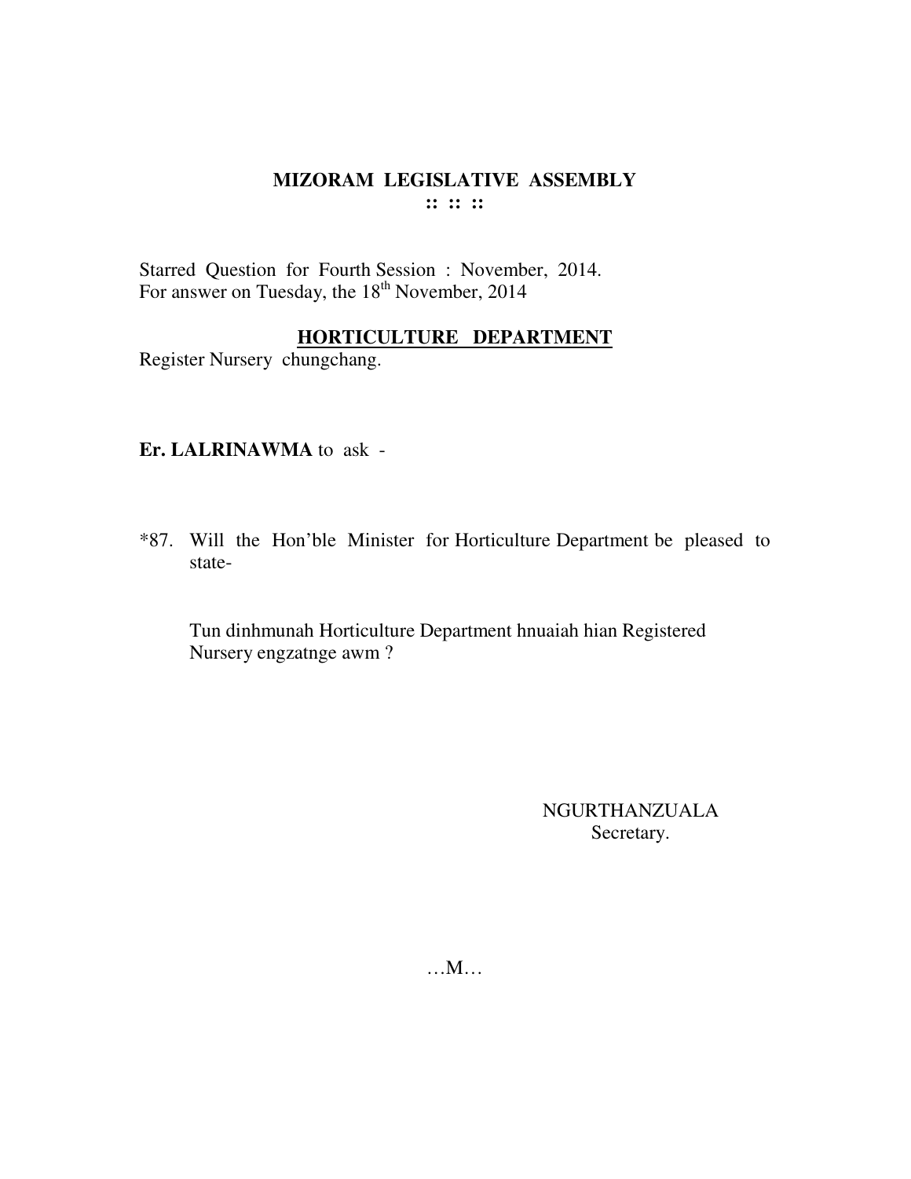# MIZORAM LEGISLATIVE ASSEMBLY

:: :: ::

Starred Question for Fourth Session : November, 2014.
For answer on Tuesday, the 18th November, 2014

## HORTICULTURE DEPARTMENT

Register Nursery chungchang.

**Er. LALRINAWMA** to ask -

*87. Will the Hon'ble Minister for Horticulture Department be pleased to state-

Tun dinhmunah Horticulture Department hnuaiah hian Registered Nursery engzatnge awm ?

NGURTHANZUALA
Secretary.

…M…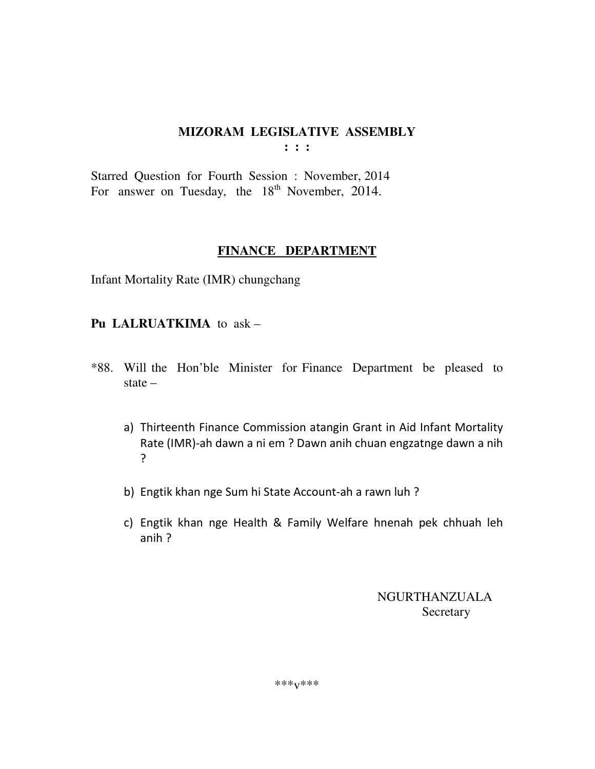# MIZORAM LEGISLATIVE ASSEMBLY

**: : :**

Starred Question for Fourth Session : November, 2014
For answer on Tuesday, the 18th November, 2014.

## FINANCE DEPARTMENT

Infant Mortality Rate (IMR) chungchang

**Pu LALRUATKIMA** to ask –

*88. Will the Hon'ble Minister for Finance Department be pleased to state –

a) Thirteenth Finance Commission atangin Grant in Aid Infant Mortality Rate (IMR)-ah dawn a ni em ? Dawn anih chuan engzatnge dawn a nih ?

b) Engtik khan nge Sum hi State Account-ah a rawn luh ?

c) Engtik khan nge Health & Family Welfare hnenah pek chhuah leh anih ?

NGURTHANZUALA
Secretary

***v***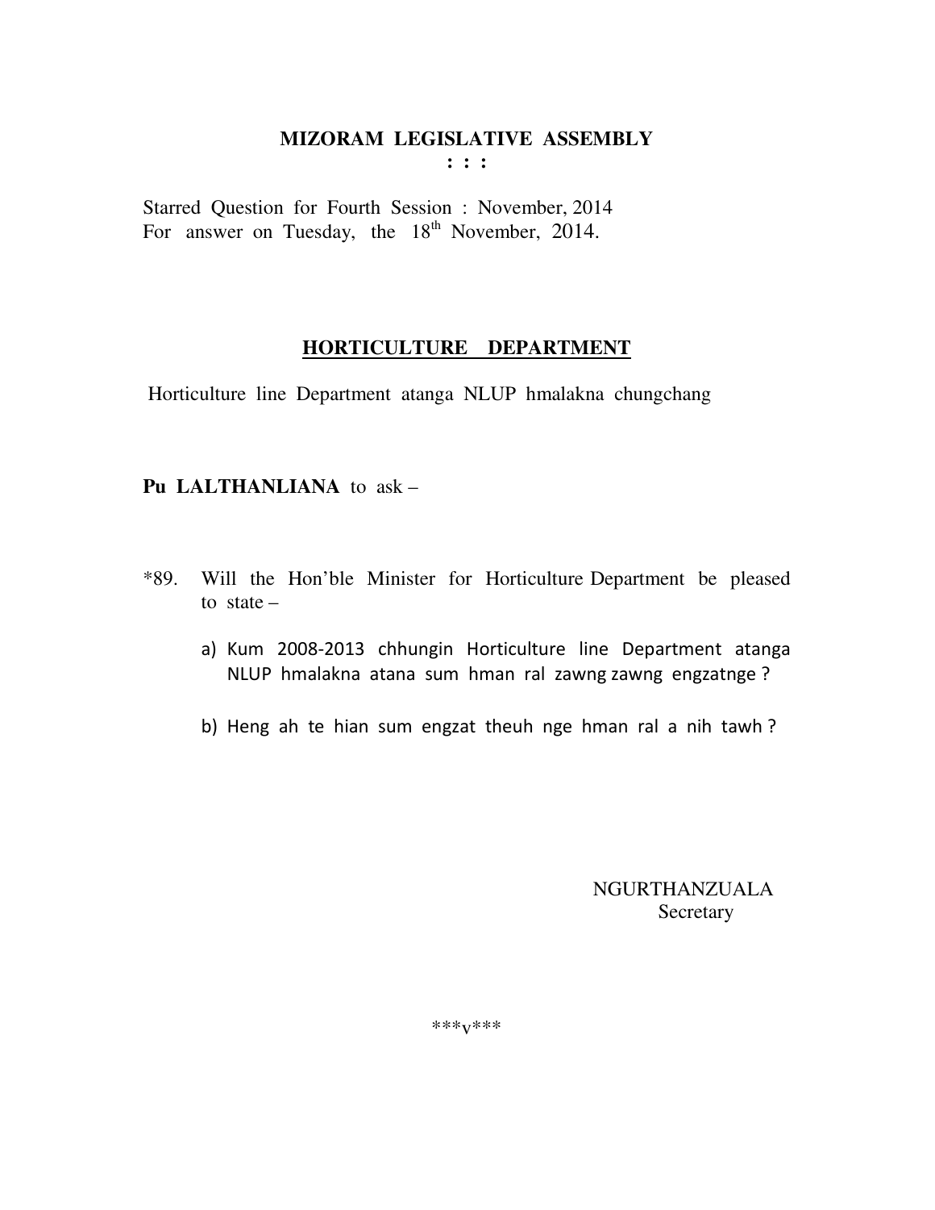# MIZORAM LEGISLATIVE ASSEMBLY

**: : :**

Starred Question for Fourth Session : November, 2014
For answer on Tuesday, the 18th November, 2014.

## HORTICULTURE DEPARTMENT

Horticulture line Department atanga NLUP hmalakna chungchang

**Pu LALTHANLIANA** to ask –

*89. Will the Hon'ble Minister for Horticulture Department be pleased to state –

a) Kum 2008-2013 chhungin Horticulture line Department atanga NLUP hmalakna atana sum hman ral zawng zawng engzatnge ?

b) Heng ah te hian sum engzat theuh nge hman ral a nih tawh ?

NGURTHANZUALA
Secretary

\*\*\*v\*\*\*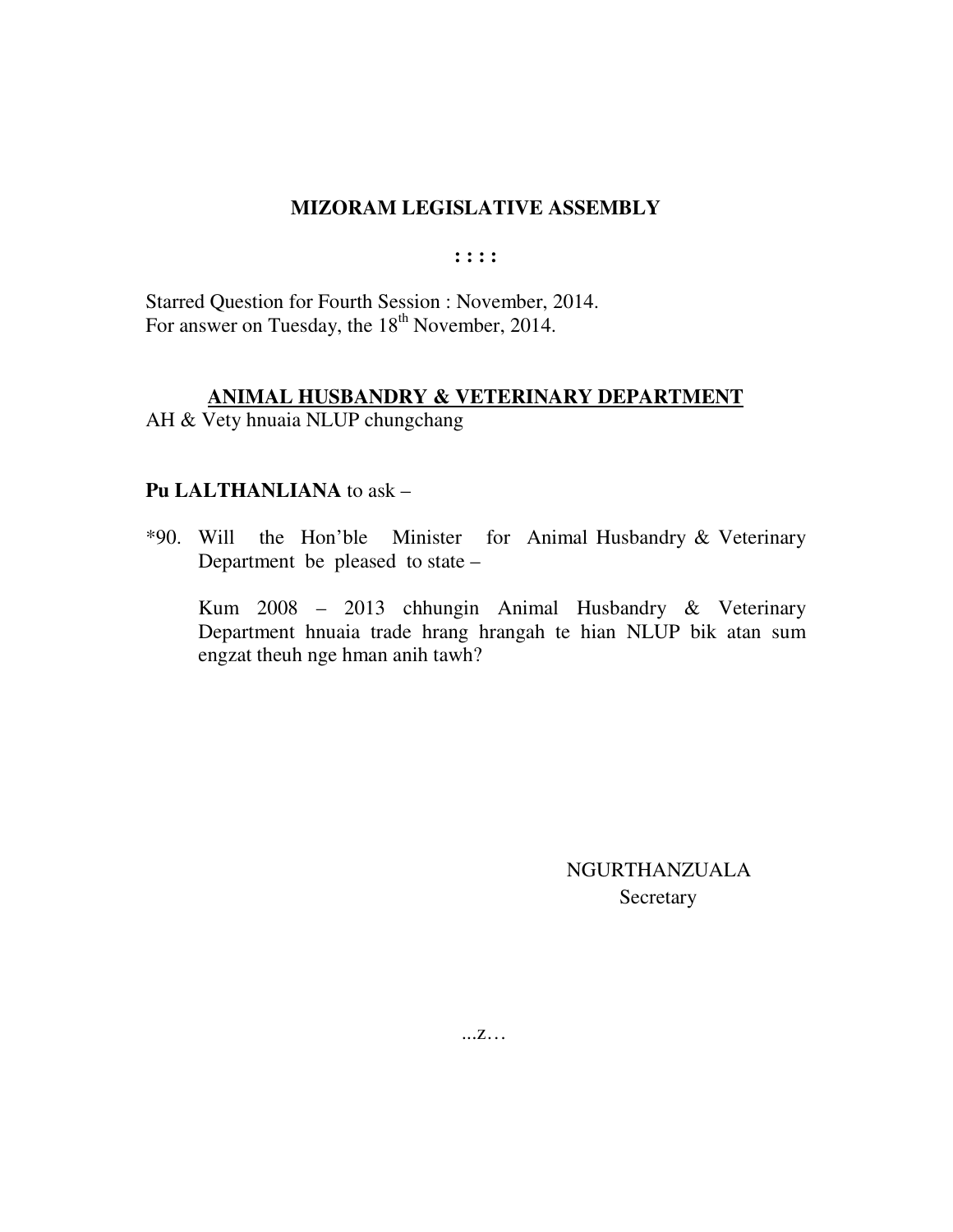# MIZORAM LEGISLATIVE ASSEMBLY

: : : :

Starred Question for Fourth Session : November, 2014.
For answer on Tuesday, the 18th November, 2014.

## ANIMAL HUSBANDRY & VETERINARY DEPARTMENT

AH & Vety hnuaia NLUP chungchang

**Pu LALTHANLIANA** to ask –

*90. Will the Hon'ble Minister for Animal Husbandry & Veterinary Department be pleased to state –

Kum 2008 – 2013 chhungin Animal Husbandry & Veterinary Department hnuaia trade hrang hrangah te hian NLUP bik atan sum engzat theuh nge hman anih tawh?

NGURTHANZUALA
Secretary

...z…